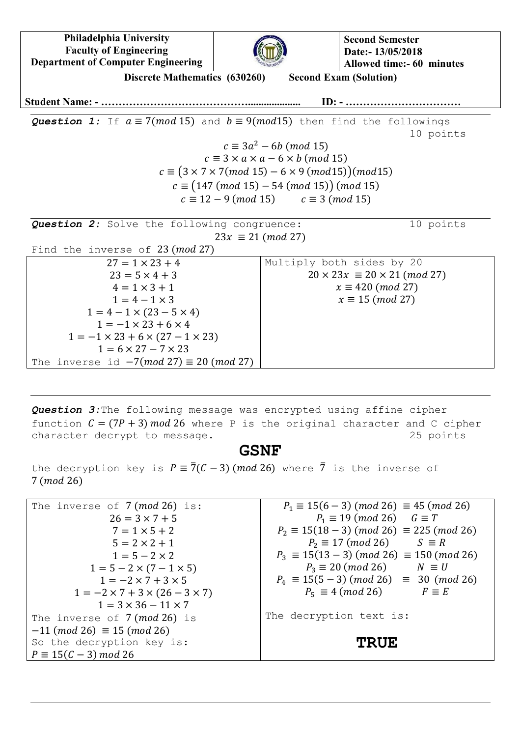| Philadelphia University<br>Faculty of Engineering<br>Department of Computer Engineering | | Second Semester<br>Date:- 13/05/2018<br>Allowed time:- 60 minutes |
|---|---|---|

**Discrete Mathematics (630260) Second Exam (Solution)**

**Student Name: - …………………………………................... ID: - ……………………………**

***Question 1:*** If $a \equiv 7(mod\ 15)$ and $b \equiv 9(mod 15)$ then find the followings — 10 points

$$c \equiv 3a^2 - 6b\ (mod\ 15)$$
$$c \equiv 3 \times a \times a - 6 \times b\ (mod\ 15)$$
$$c \equiv \left(3 \times 7 \times 7(mod\ 15) - 6 \times 9\ (mod 15)\right)(mod 15)$$
$$c \equiv \left(147\ (mod\ 15) - 54\ (mod\ 15)\right)\ (mod\ 15)$$
$$c \equiv 12 - 9\ (mod\ 15) \qquad c \equiv 3\ (mod\ 15)$$

***Question 2:*** Solve the following congruence: — 10 points

$$23x \equiv 21\ (mod\ 27)$$

Find the inverse of $23\ (mod\ 27)$

| | |
|---|---|
| $27 = 1 \times 23 + 4$ | Multiply both sides by 20 |
| $23 = 5 \times 4 + 3$ | $20 \times 23x \equiv 20 \times 21\ (mod\ 27)$ |
| $4 = 1 \times 3 + 1$ | $x \equiv 420\ (mod\ 27)$ |
| $1 = 4 - 1 \times 3$ | $x \equiv 15\ (mod\ 27)$ |
| $1 = 4 - 1 \times (23 - 5 \times 4)$ | |
| $1 = -1 \times 23 + 6 \times 4$ | |
| $1 = -1 \times 23 + 6 \times (27 - 1 \times 23)$ | |
| $1 = 6 \times 27 - 7 \times 23$ | |
| The inverse id $-7(mod\ 27) \equiv 20\ (mod\ 27)$ | |

***Question 3:*** The following message was encrypted using affine cipher function $C = (7P + 3)\ mod\ 26$ where P is the original character and C cipher character decrypt to message. — 25 points

## GSNF

the decryption key is $P \equiv \overline{7}(C - 3)\ (mod\ 26)$ where $\overline{7}$ is the inverse of $7\ (mod\ 26)$

| | |
|---|---|
| The inverse of $7\ (mod\ 26)$ is: | $P_1 \equiv 15(6 - 3)\ (mod\ 26) \equiv 45\ (mod\ 26)$ |
| $26 = 3 \times 7 + 5$ | $P_1 \equiv 19\ (mod\ 26) \quad G \equiv T$ |
| $7 = 1 \times 5 + 2$ | $P_2 \equiv 15(18 - 3)\ (mod\ 26) \equiv 225\ (mod\ 26)$ |
| $5 = 2 \times 2 + 1$ | $P_2 \equiv 17\ (mod\ 26) \quad S \equiv R$ |
| $1 = 5 - 2 \times 2$ | $P_3 \equiv 15(13 - 3)\ (mod\ 26) \equiv 150\ (mod\ 26)$ |
| $1 = 5 - 2 \times (7 - 1 \times 5)$ | $P_3 \equiv 20\ (mod\ 26) \quad N \equiv U$ |
| $1 = -2 \times 7 + 3 \times 5$ | $P_4 \equiv 15(5 - 3)\ (mod\ 26) \equiv 30\ (mod\ 26)$ |
| $1 = -2 \times 7 + 3 \times (26 - 3 \times 7)$ | $P_5 \equiv 4\ (mod\ 26) \quad F \equiv E$ |
| $1 = 3 \times 36 - 11 \times 7$ | |
| The inverse of $7\ (mod\ 26)$ is $-11\ (mod\ 26) \equiv 15\ (mod\ 26)$ | The decryption text is: |
| So the decryption key is: $P \equiv 15(C - 3)\ mod\ 26$ | **TRUE** |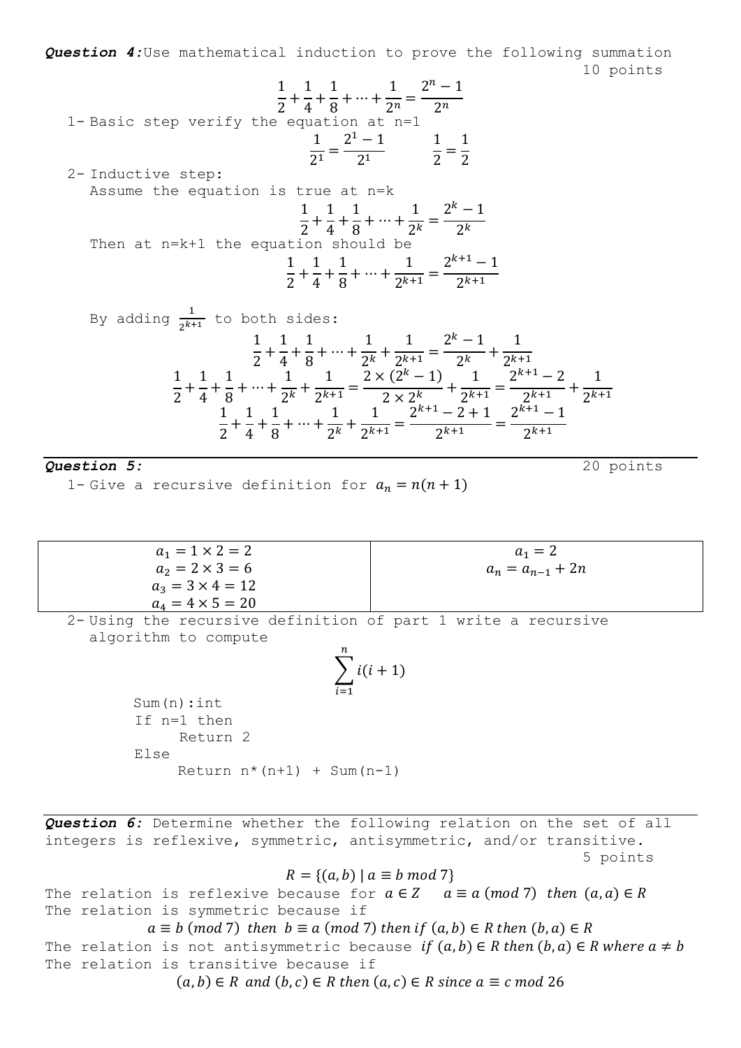***Question 4:*** Use mathematical induction to prove the following summation

10 points

$$\frac{1}{2}+\frac{1}{4}+\frac{1}{8}+\cdots+\frac{1}{2^n}=\frac{2^n-1}{2^n}$$

1- Basic step verify the equation at n=1

$$\frac{1}{2^1}=\frac{2^1-1}{2^1} \qquad \frac{1}{2}=\frac{1}{2}$$

2- Inductive step:

Assume the equation is true at n=k

$$\frac{1}{2}+\frac{1}{4}+\frac{1}{8}+\cdots+\frac{1}{2^k}=\frac{2^k-1}{2^k}$$

Then at n=k+1 the equation should be

$$\frac{1}{2}+\frac{1}{4}+\frac{1}{8}+\cdots+\frac{1}{2^{k+1}}=\frac{2^{k+1}-1}{2^{k+1}}$$

By adding $\frac{1}{2^{k+1}}$ to both sides:

$$\frac{1}{2}+\frac{1}{4}+\frac{1}{8}+\cdots+\frac{1}{2^k}+\frac{1}{2^{k+1}}=\frac{2^k-1}{2^k}+\frac{1}{2^{k+1}}$$

$$\frac{1}{2}+\frac{1}{4}+\frac{1}{8}+\cdots+\frac{1}{2^k}+\frac{1}{2^{k+1}}=\frac{2\times(2^k-1)}{2\times 2^k}+\frac{1}{2^{k+1}}=\frac{2^{k+1}-2}{2^{k+1}}+\frac{1}{2^{k+1}}$$

$$\frac{1}{2}+\frac{1}{4}+\frac{1}{8}+\cdots+\frac{1}{2^k}+\frac{1}{2^{k+1}}=\frac{2^{k+1}-2+1}{2^{k+1}}=\frac{2^{k+1}-1}{2^{k+1}}$$

---

***Question 5:***

20 points

1- Give a recursive definition for $a_n=n(n+1)$

| $a_1=1\times 2=2$<br>$a_2=2\times 3=6$<br>$a_3=3\times 4=12$<br>$a_4=4\times 5=20$ | $a_1=2$<br>$a_n=a_{n-1}+2n$ |
|---|---|

2- Using the recursive definition of part 1 write a recursive algorithm to compute

$$\sum_{i=1}^{n} i(i+1)$$

```
Sum(n):int
If n=1 then
     Return 2
Else
     Return n*(n+1) + Sum(n-1)
```

---

***Question 6:*** Determine whether the following relation on the set of all integers is reflexive, symmetric, antisymmetric, and/or transitive.

5 points

$$R=\{(a,b)\mid a\equiv b \bmod 7\}$$

The relation is reflexive because for $a\in Z \quad a\equiv a\ (mod\ 7)\ \ then\ (a,a)\in R$

The relation is symmetric because if

$$a\equiv b\ (mod\ 7)\ \ then\ \ b\equiv a\ (mod\ 7)\ then\ if\ (a,b)\in R\ then\ (b,a)\in R$$

The relation is not antisymmetric because $if\ (a,b)\in R\ then\ (b,a)\in R\ where\ a\neq b$

The relation is transitive because if

$$(a,b)\in R\ \ and\ (b,c)\in R\ then\ (a,c)\in R\ since\ a\equiv c\ mod\ 26$$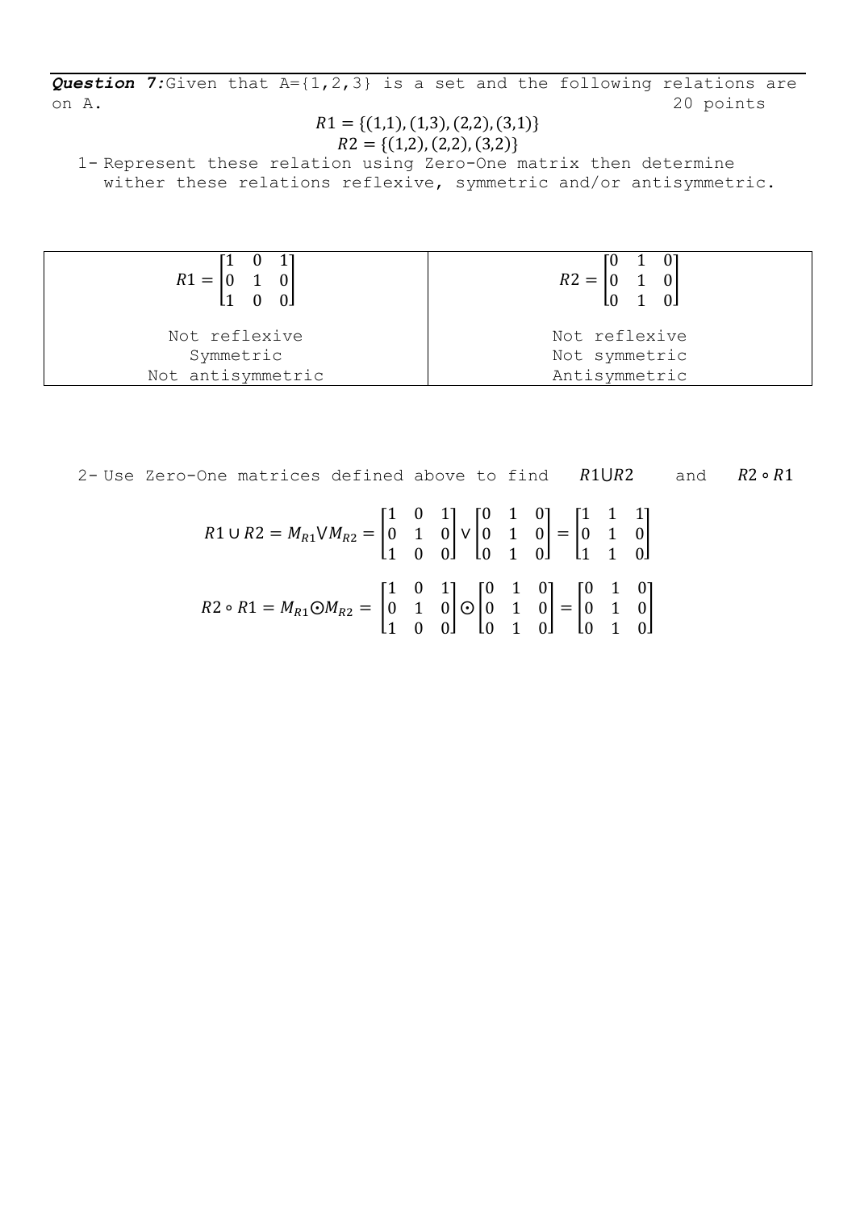***Question 7:*** Given that A={1,2,3} is a set and the following relations are on A. 20 points

$$R1 = \{(1,1), (1,3), (2,2), (3,1)\}$$
$$R2 = \{(1,2), (2,2), (3,2)\}$$

1- Represent these relation using Zero-One matrix then determine wither these relations reflexive, symmetric and/or antisymmetric.

| | |
|---|---|
| $R1 = \begin{bmatrix} 1 & 0 & 1 \\ 0 & 1 & 0 \\ 1 & 0 & 0 \end{bmatrix}$<br><br>Not reflexive<br>Symmetric<br>Not antisymmetric | $R2 = \begin{bmatrix} 0 & 1 & 0 \\ 0 & 1 & 0 \\ 0 & 1 & 0 \end{bmatrix}$<br><br>Not reflexive<br>Not symmetric<br>Antisymmetric |

2- Use Zero-One matrices defined above to find $R1 \cup R2$ and $R2 \circ R1$

$$R1 \cup R2 = M_{R1} \vee M_{R2} = \begin{bmatrix} 1 & 0 & 1 \\ 0 & 1 & 0 \\ 1 & 0 & 0 \end{bmatrix} \vee \begin{bmatrix} 0 & 1 & 0 \\ 0 & 1 & 0 \\ 0 & 1 & 0 \end{bmatrix} = \begin{bmatrix} 1 & 1 & 1 \\ 0 & 1 & 0 \\ 1 & 1 & 0 \end{bmatrix}$$

$$R2 \circ R1 = M_{R1} \odot M_{R2} = \begin{bmatrix} 1 & 0 & 1 \\ 0 & 1 & 0 \\ 1 & 0 & 0 \end{bmatrix} \odot \begin{bmatrix} 0 & 1 & 0 \\ 0 & 1 & 0 \\ 0 & 1 & 0 \end{bmatrix} = \begin{bmatrix} 0 & 1 & 0 \\ 0 & 1 & 0 \\ 0 & 1 & 0 \end{bmatrix}$$